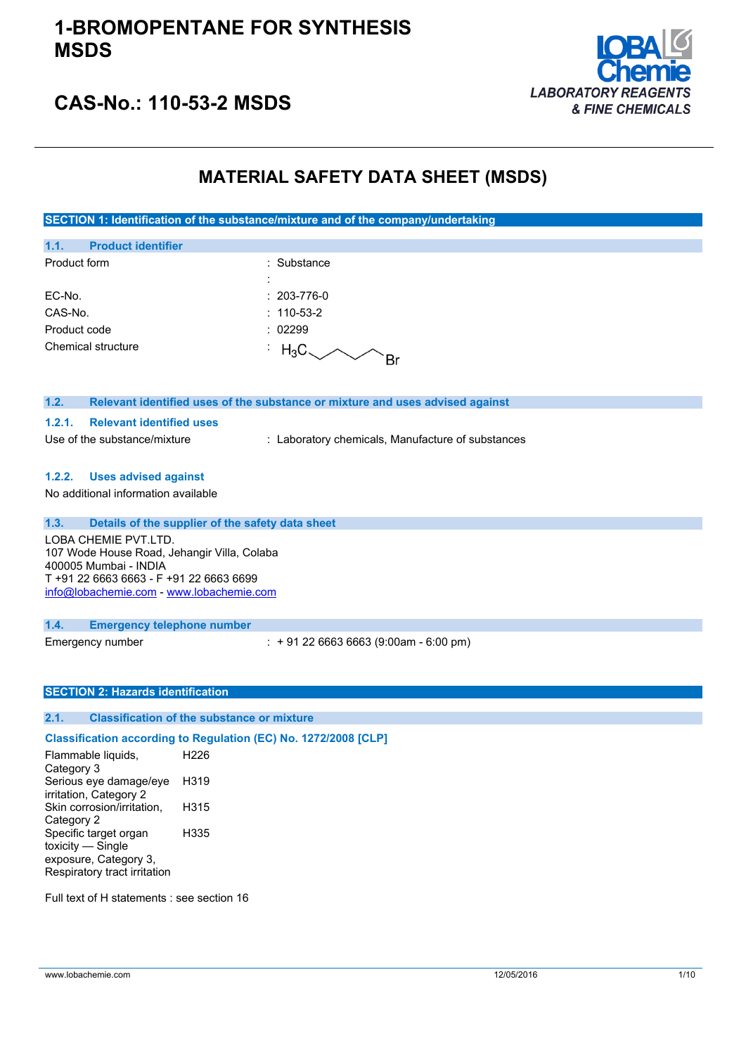# 1-BROMOPENTANE FOR SYNTHESIS MSDS

## CAS-No.: 110-53-2 MSDS

LOBA Chemie
*LABORATORY REAGENTS & FINE CHEMICALS*

# MATERIAL SAFETY DATA SHEET (MSDS)

## SECTION 1: Identification of the substance/mixture and of the company/undertaking

### 1.1. Product identifier

| | |
|---|---|
| Product form | : Substance |
| | : |
| EC-No. | : 203-776-0 |
| CAS-No. | : 110-53-2 |
| Product code | : 02299 |
| Chemical structure | : $H_3C$–$CH_2CH_2CH_2$–Br |

### 1.2. Relevant identified uses of the substance or mixture and uses advised against

#### 1.2.1. Relevant identified uses

Use of the substance/mixture : Laboratory chemicals, Manufacture of substances

#### 1.2.2. Uses advised against

No additional information available

### 1.3. Details of the supplier of the safety data sheet

LOBA CHEMIE PVT.LTD.
107 Wode House Road, Jehangir Villa, Colaba
400005 Mumbai - INDIA
T +91 22 6663 6663 - F +91 22 6663 6699
info@lobachemie.com - www.lobachemie.com

### 1.4. Emergency telephone number

Emergency number : + 91 22 6663 6663 (9:00am - 6:00 pm)

## SECTION 2: Hazards identification

### 2.1. Classification of the substance or mixture

**Classification according to Regulation (EC) No. 1272/2008 [CLP]**

| | |
|---|---|
| Flammable liquids, Category 3 | H226 |
| Serious eye damage/eye irritation, Category 2 | H319 |
| Skin corrosion/irritation, Category 2 | H315 |
| Specific target organ toxicity — Single exposure, Category 3, Respiratory tract irritation | H335 |

Full text of H statements : see section 16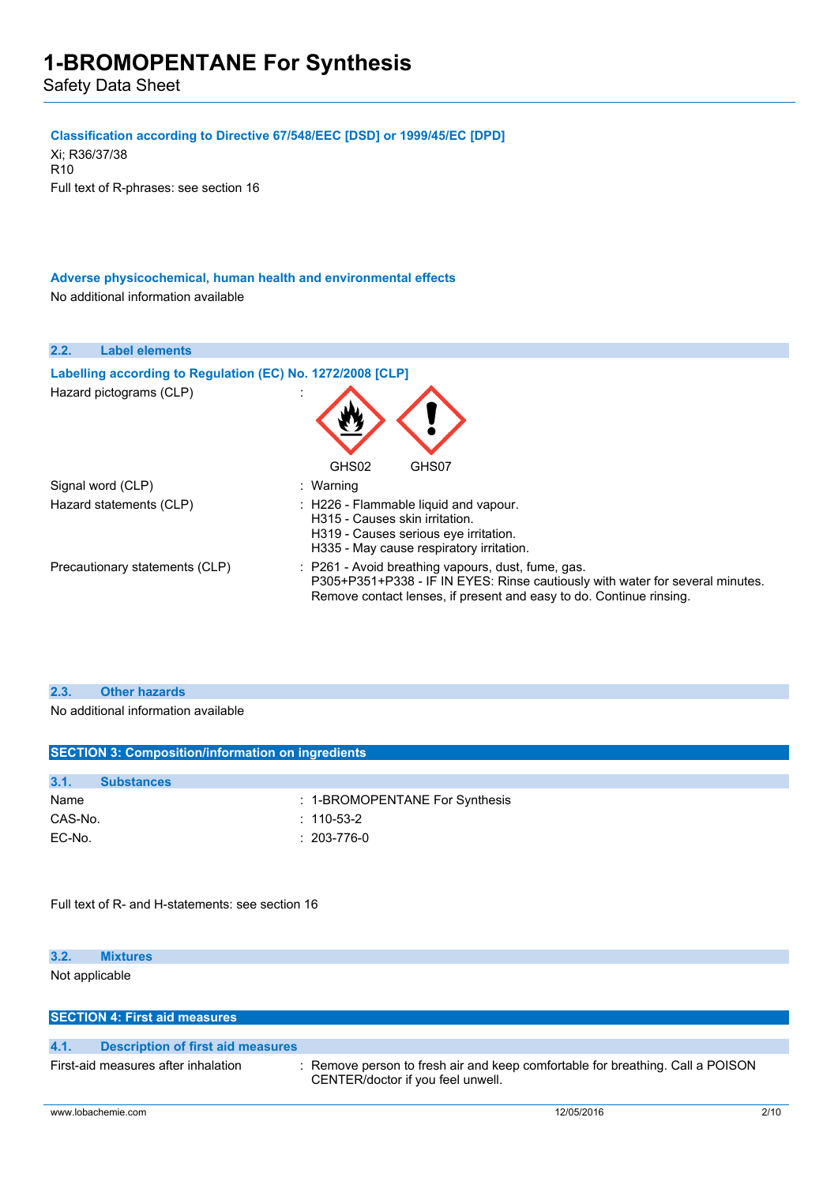#### Classification according to Directive 67/548/EEC [DSD] or 1999/45/EC [DPD]

Xi; R36/37/38
R10
Full text of R-phrases: see section 16

#### Adverse physicochemical, human health and environmental effects

No additional information available

### 2.2. Label elements

#### Labelling according to Regulation (EC) No. 1272/2008 [CLP]

| | |
|---|---|
| Hazard pictograms (CLP) | : GHS02 GHS07 |
| Signal word (CLP) | : Warning |
| Hazard statements (CLP) | : H226 - Flammable liquid and vapour.<br>H315 - Causes skin irritation.<br>H319 - Causes serious eye irritation.<br>H335 - May cause respiratory irritation. |
| Precautionary statements (CLP) | : P261 - Avoid breathing vapours, dust, fume, gas.<br>P305+P351+P338 - IF IN EYES: Rinse cautiously with water for several minutes. Remove contact lenses, if present and easy to do. Continue rinsing. |

### 2.3. Other hazards

No additional information available

## SECTION 3: Composition/information on ingredients

### 3.1. Substances

| | |
|---|---|
| Name | : 1-BROMOPENTANE For Synthesis |
| CAS-No. | : 110-53-2 |
| EC-No. | : 203-776-0 |

Full text of R- and H-statements: see section 16

### 3.2. Mixtures

Not applicable

## SECTION 4: First aid measures

### 4.1. Description of first aid measures

| | |
|---|---|
| First-aid measures after inhalation | : Remove person to fresh air and keep comfortable for breathing. Call a POISON CENTER/doctor if you feel unwell. |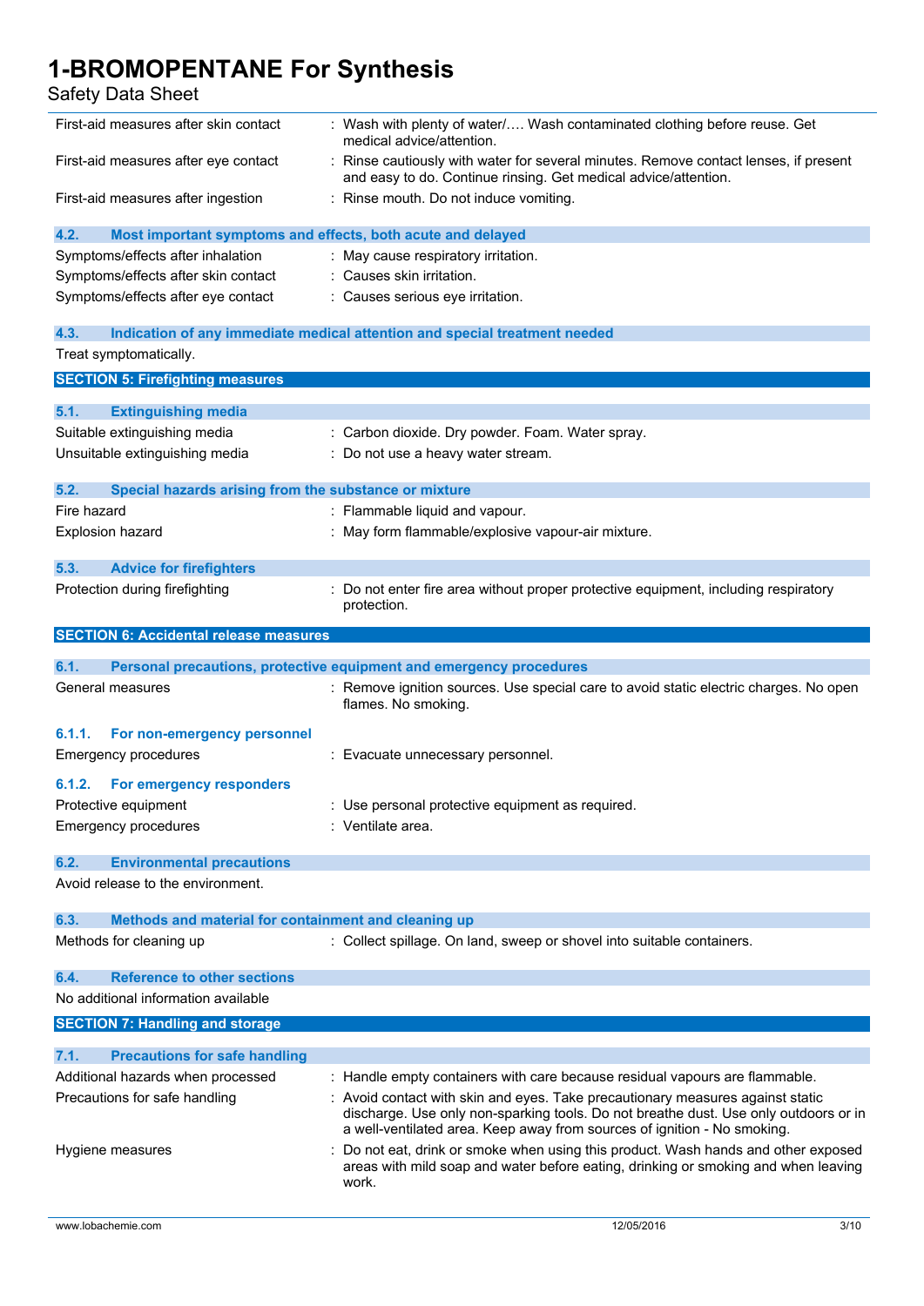| | |
|---|---|
| First-aid measures after skin contact | : Wash with plenty of water/…. Wash contaminated clothing before reuse. Get medical advice/attention. |
| First-aid measures after eye contact | : Rinse cautiously with water for several minutes. Remove contact lenses, if present and easy to do. Continue rinsing. Get medical advice/attention. |
| First-aid measures after ingestion | : Rinse mouth. Do not induce vomiting. |

### 4.2. Most important symptoms and effects, both acute and delayed

| | |
|---|---|
| Symptoms/effects after inhalation | : May cause respiratory irritation. |
| Symptoms/effects after skin contact | : Causes skin irritation. |
| Symptoms/effects after eye contact | : Causes serious eye irritation. |

### 4.3. Indication of any immediate medical attention and special treatment needed

Treat symptomatically.

## SECTION 5: Firefighting measures

### 5.1. Extinguishing media

| | |
|---|---|
| Suitable extinguishing media | : Carbon dioxide. Dry powder. Foam. Water spray. |
| Unsuitable extinguishing media | : Do not use a heavy water stream. |

### 5.2. Special hazards arising from the substance or mixture

| | |
|---|---|
| Fire hazard | : Flammable liquid and vapour. |
| Explosion hazard | : May form flammable/explosive vapour-air mixture. |

### 5.3. Advice for firefighters

| | |
|---|---|
| Protection during firefighting | : Do not enter fire area without proper protective equipment, including respiratory protection. |

## SECTION 6: Accidental release measures

### 6.1. Personal precautions, protective equipment and emergency procedures

| | |
|---|---|
| General measures | : Remove ignition sources. Use special care to avoid static electric charges. No open flames. No smoking. |

#### 6.1.1. For non-emergency personnel

| | |
|---|---|
| Emergency procedures | : Evacuate unnecessary personnel. |

#### 6.1.2. For emergency responders

| | |
|---|---|
| Protective equipment | : Use personal protective equipment as required. |
| Emergency procedures | : Ventilate area. |

### 6.2. Environmental precautions

Avoid release to the environment.

### 6.3. Methods and material for containment and cleaning up

| | |
|---|---|
| Methods for cleaning up | : Collect spillage. On land, sweep or shovel into suitable containers. |

### 6.4. Reference to other sections

No additional information available

## SECTION 7: Handling and storage

### 7.1. Precautions for safe handling

| | |
|---|---|
| Additional hazards when processed | : Handle empty containers with care because residual vapours are flammable. |
| Precautions for safe handling | : Avoid contact with skin and eyes. Take precautionary measures against static discharge. Use only non-sparking tools. Do not breathe dust. Use only outdoors or in a well-ventilated area. Keep away from sources of ignition - No smoking. |
| Hygiene measures | : Do not eat, drink or smoke when using this product. Wash hands and other exposed areas with mild soap and water before eating, drinking or smoking and when leaving work. |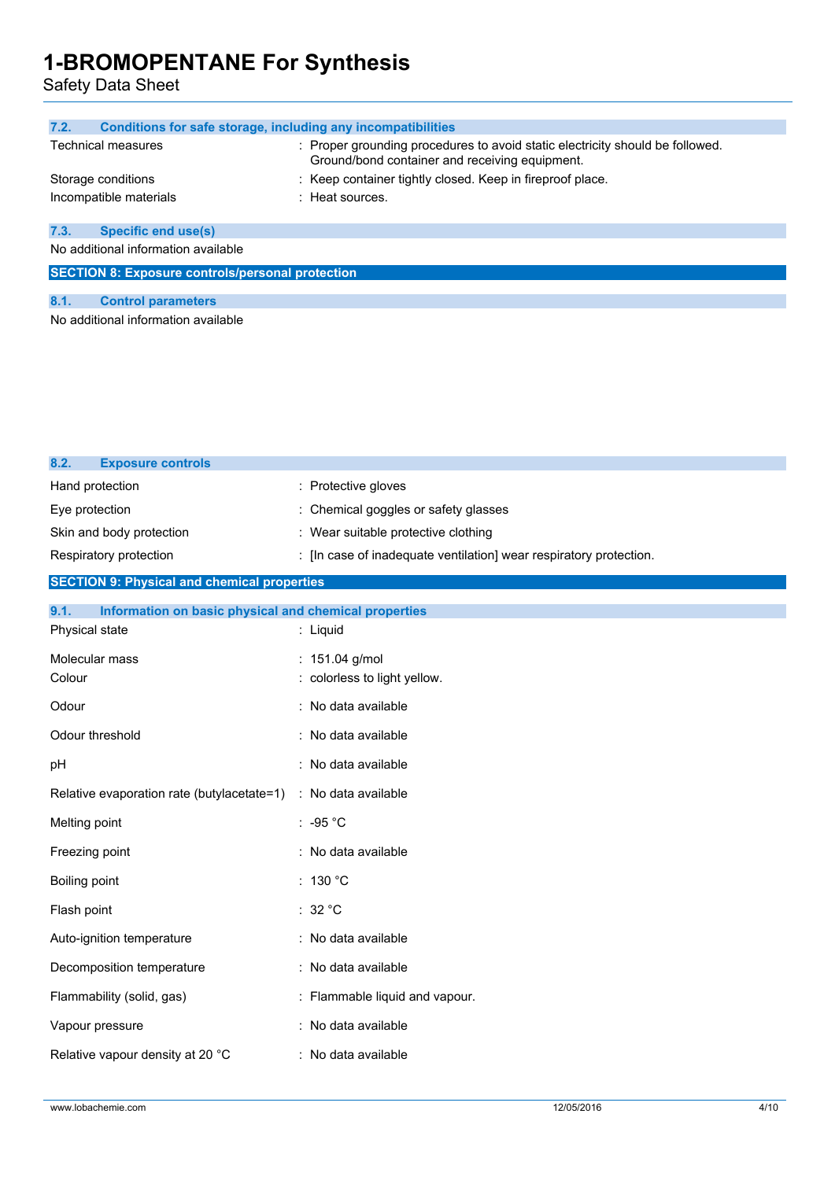### 7.2. Conditions for safe storage, including any incompatibilities

| | |
|---|---|
| Technical measures | : Proper grounding procedures to avoid static electricity should be followed. Ground/bond container and receiving equipment. |
| Storage conditions | : Keep container tightly closed. Keep in fireproof place. |
| Incompatible materials | : Heat sources. |

### 7.3. Specific end use(s)

No additional information available

## SECTION 8: Exposure controls/personal protection

### 8.1. Control parameters

No additional information available

### 8.2. Exposure controls

| | |
|---|---|
| Hand protection | : Protective gloves |
| Eye protection | : Chemical goggles or safety glasses |
| Skin and body protection | : Wear suitable protective clothing |
| Respiratory protection | : [In case of inadequate ventilation] wear respiratory protection. |

## SECTION 9: Physical and chemical properties

### 9.1. Information on basic physical and chemical properties

| | |
|---|---|
| Physical state | : Liquid |
| Molecular mass | : 151.04 g/mol |
| Colour | : colorless to light yellow. |
| Odour | : No data available |
| Odour threshold | : No data available |
| pH | : No data available |
| Relative evaporation rate (butylacetate=1) | : No data available |
| Melting point | : -95 °C |
| Freezing point | : No data available |
| Boiling point | : 130 °C |
| Flash point | : 32 °C |
| Auto-ignition temperature | : No data available |
| Decomposition temperature | : No data available |
| Flammability (solid, gas) | : Flammable liquid and vapour. |
| Vapour pressure | : No data available |
| Relative vapour density at 20 °C | : No data available |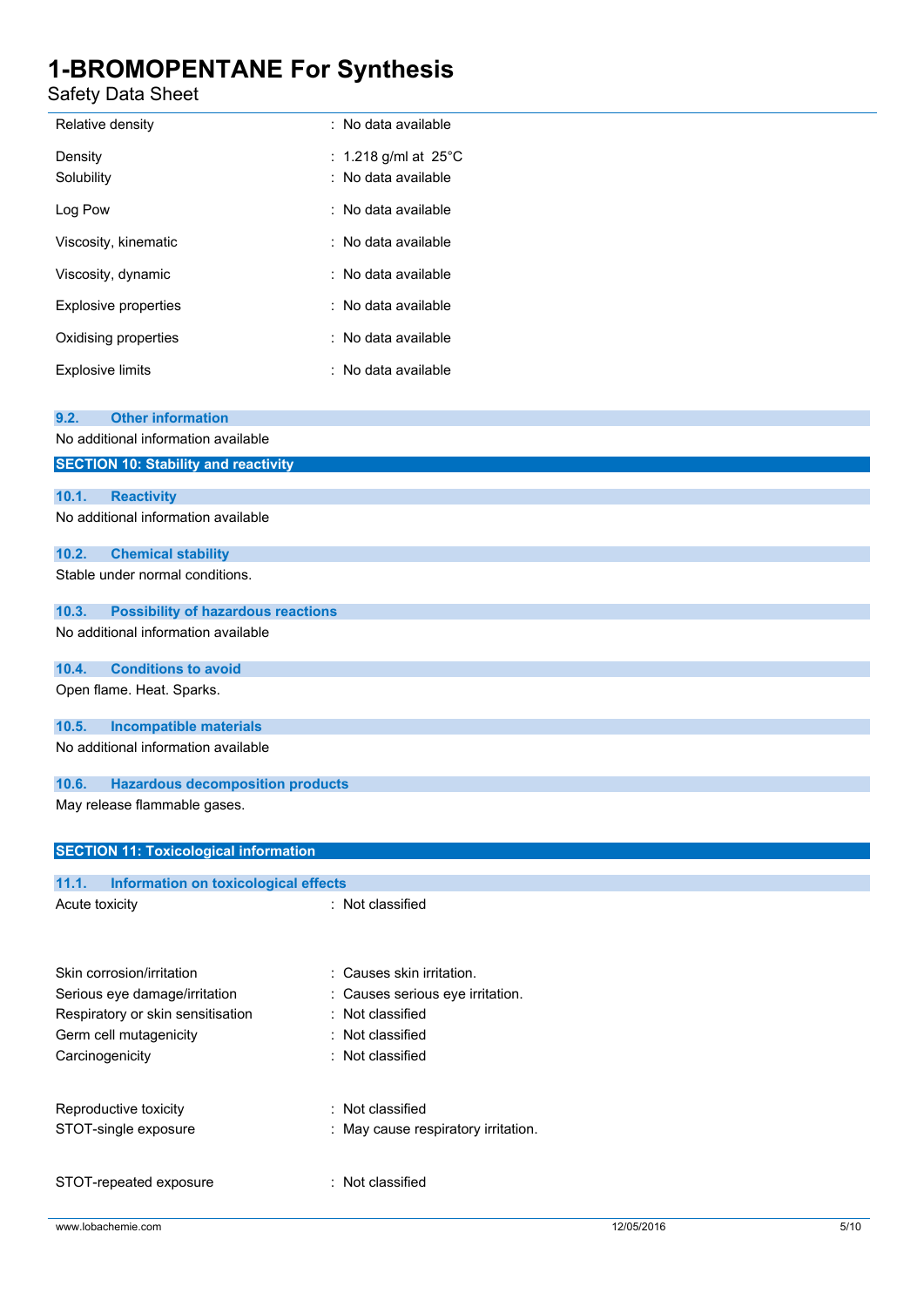| | |
|---|---|
| Relative density | : No data available |
| Density | : 1.218 g/ml at 25°C |
| Solubility | : No data available |
| Log Pow | : No data available |
| Viscosity, kinematic | : No data available |
| Viscosity, dynamic | : No data available |
| Explosive properties | : No data available |
| Oxidising properties | : No data available |
| Explosive limits | : No data available |

### 9.2. Other information

No additional information available

## SECTION 10: Stability and reactivity

### 10.1. Reactivity

No additional information available

### 10.2. Chemical stability

Stable under normal conditions.

### 10.3. Possibility of hazardous reactions

No additional information available

### 10.4. Conditions to avoid

Open flame. Heat. Sparks.

### 10.5. Incompatible materials

No additional information available

### 10.6. Hazardous decomposition products

May release flammable gases.

## SECTION 11: Toxicological information

### 11.1. Information on toxicological effects

| | |
|---|---|
| Acute toxicity | : Not classified |
| Skin corrosion/irritation | : Causes skin irritation. |
| Serious eye damage/irritation | : Causes serious eye irritation. |
| Respiratory or skin sensitisation | : Not classified |
| Germ cell mutagenicity | : Not classified |
| Carcinogenicity | : Not classified |
| Reproductive toxicity | : Not classified |
| STOT-single exposure | : May cause respiratory irritation. |
| STOT-repeated exposure | : Not classified |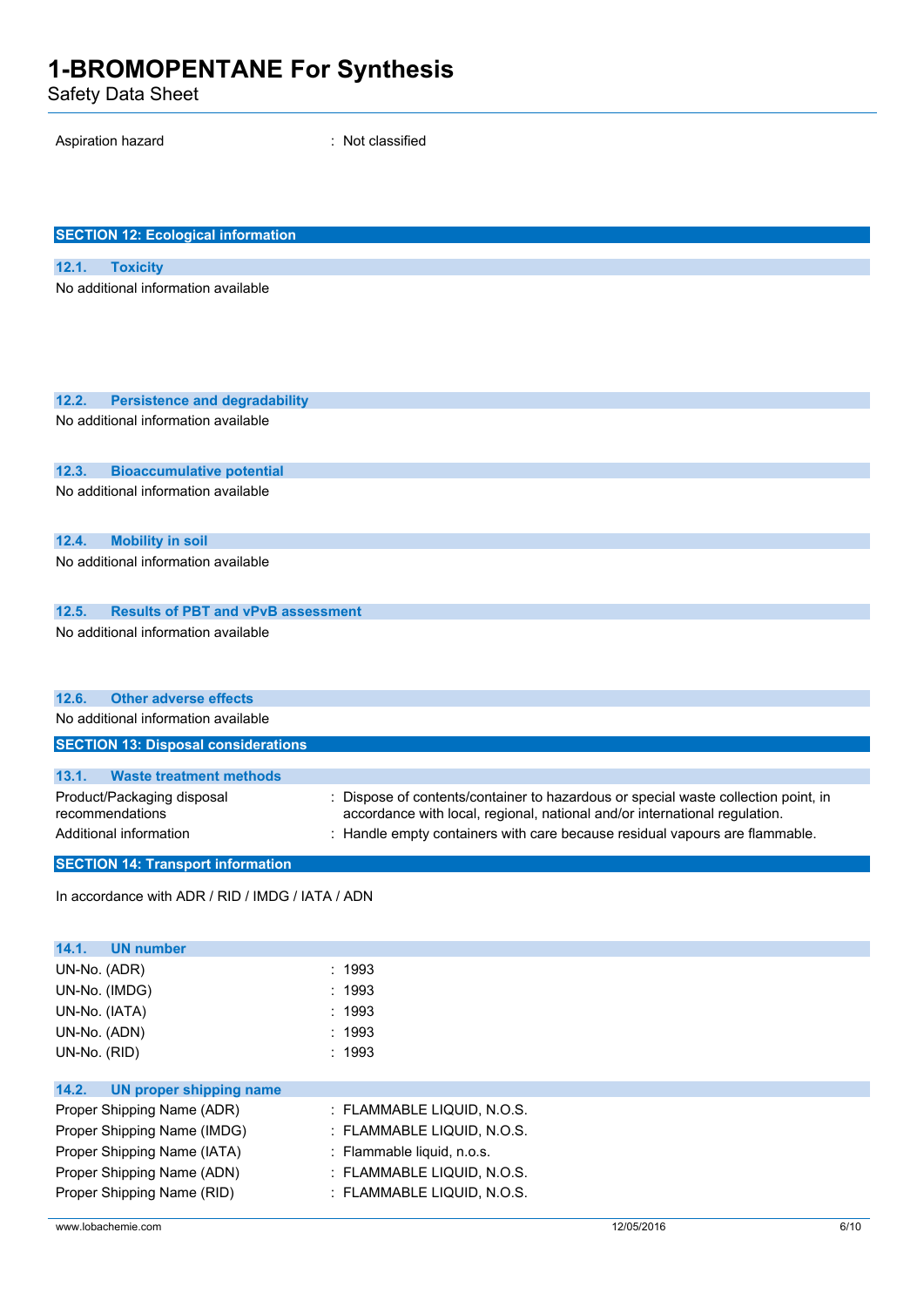Aspiration hazard : Not classified

## SECTION 12: Ecological information

### 12.1. Toxicity

No additional information available

### 12.2. Persistence and degradability

No additional information available

### 12.3. Bioaccumulative potential

No additional information available

### 12.4. Mobility in soil

No additional information available

### 12.5. Results of PBT and vPvB assessment

No additional information available

### 12.6. Other adverse effects

No additional information available

## SECTION 13: Disposal considerations

### 13.1. Waste treatment methods

Product/Packaging disposal recommendations : Dispose of contents/container to hazardous or special waste collection point, in accordance with local, regional, national and/or international regulation.

Additional information : Handle empty containers with care because residual vapours are flammable.

## SECTION 14: Transport information

In accordance with ADR / RID / IMDG / IATA / ADN

### 14.1. UN number

UN-No. (ADR) : 1993

UN-No. (IMDG) : 1993

UN-No. (IATA) : 1993

UN-No. (ADN) : 1993

UN-No. (RID) : 1993

### 14.2. UN proper shipping name

Proper Shipping Name (ADR) : FLAMMABLE LIQUID, N.O.S.

Proper Shipping Name (IMDG) : FLAMMABLE LIQUID, N.O.S.

Proper Shipping Name (IATA) : Flammable liquid, n.o.s.

Proper Shipping Name (ADN) : FLAMMABLE LIQUID, N.O.S.

Proper Shipping Name (RID) : FLAMMABLE LIQUID, N.O.S.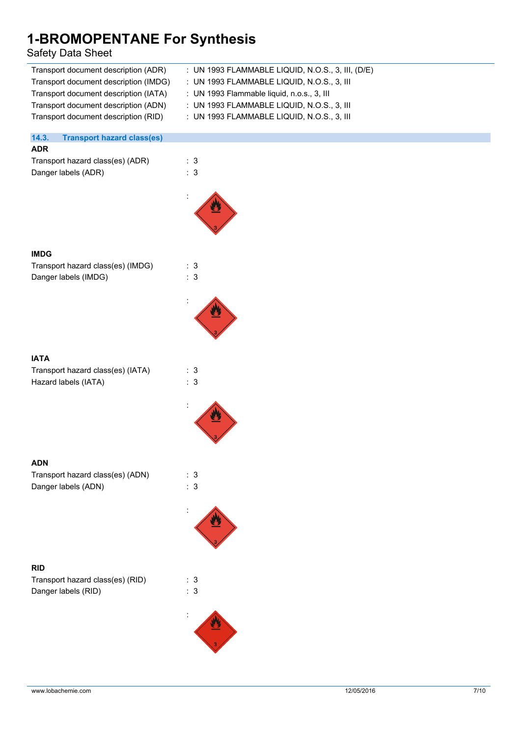| | |
|---|---|
| Transport document description (ADR) | : UN 1993 FLAMMABLE LIQUID, N.O.S., 3, III, (D/E) |
| Transport document description (IMDG) | : UN 1993 FLAMMABLE LIQUID, N.O.S., 3, III |
| Transport document description (IATA) | : UN 1993 Flammable liquid, n.o.s., 3, III |
| Transport document description (ADN) | : UN 1993 FLAMMABLE LIQUID, N.O.S., 3, III |
| Transport document description (RID) | : UN 1993 FLAMMABLE LIQUID, N.O.S., 3, III |

## 14.3. Transport hazard class(es)

**ADR**

Transport hazard class(es) (ADR) : 3

Danger labels (ADR) : 3

:

**IMDG**

Transport hazard class(es) (IMDG) : 3

Danger labels (IMDG) : 3

:

**IATA**

Transport hazard class(es) (IATA) : 3

Hazard labels (IATA) : 3

:

**ADN**

Transport hazard class(es) (ADN) : 3

Danger labels (ADN) : 3

:

**RID**

Transport hazard class(es) (RID) : 3

Danger labels (RID) : 3

: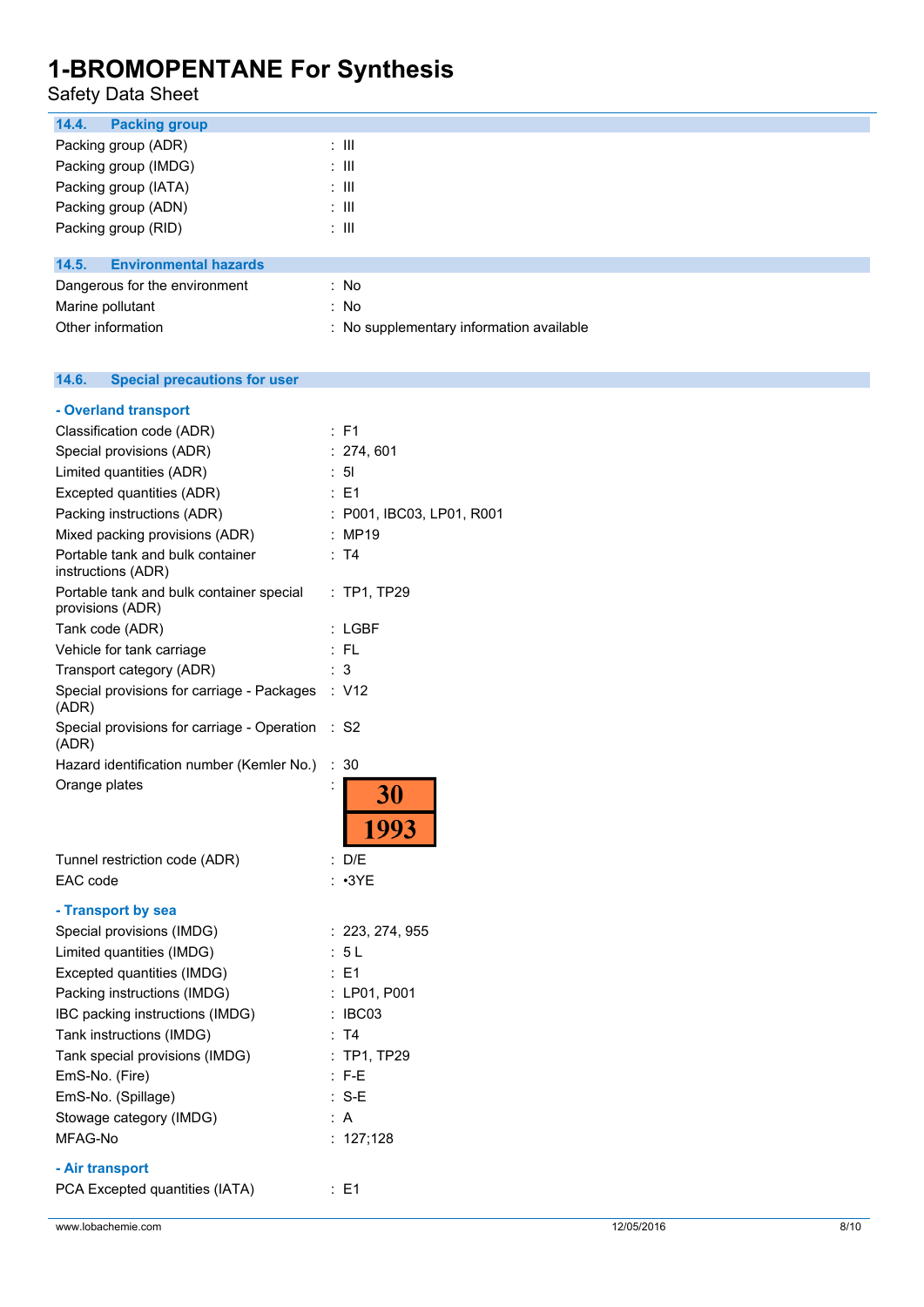### 14.4. Packing group

| | |
|---|---|
| Packing group (ADR) | : III |
| Packing group (IMDG) | : III |
| Packing group (IATA) | : III |
| Packing group (ADN) | : III |
| Packing group (RID) | : III |

### 14.5. Environmental hazards

| | |
|---|---|
| Dangerous for the environment | : No |
| Marine pollutant | : No |
| Other information | : No supplementary information available |

### 14.6. Special precautions for user

**- Overland transport**

| | |
|---|---|
| Classification code (ADR) | : F1 |
| Special provisions (ADR) | : 274, 601 |
| Limited quantities (ADR) | : 5l |
| Excepted quantities (ADR) | : E1 |
| Packing instructions (ADR) | : P001, IBC03, LP01, R001 |
| Mixed packing provisions (ADR) | : MP19 |
| Portable tank and bulk container instructions (ADR) | : T4 |
| Portable tank and bulk container special provisions (ADR) | : TP1, TP29 |
| Tank code (ADR) | : LGBF |
| Vehicle for tank carriage | : FL |
| Transport category (ADR) | : 3 |
| Special provisions for carriage - Packages (ADR) | : V12 |
| Special provisions for carriage - Operation (ADR) | : S2 |
| Hazard identification number (Kemler No.) | : 30 |
| Orange plates | : 30 / 1993 |
| Tunnel restriction code (ADR) | : D/E |
| EAC code | : •3YE |

**- Transport by sea**

| | |
|---|---|
| Special provisions (IMDG) | : 223, 274, 955 |
| Limited quantities (IMDG) | : 5 L |
| Excepted quantities (IMDG) | : E1 |
| Packing instructions (IMDG) | : LP01, P001 |
| IBC packing instructions (IMDG) | : IBC03 |
| Tank instructions (IMDG) | : T4 |
| Tank special provisions (IMDG) | : TP1, TP29 |
| EmS-No. (Fire) | : F-E |
| EmS-No. (Spillage) | : S-E |
| Stowage category (IMDG) | : A |
| MFAG-No | : 127;128 |

**- Air transport**

| | |
|---|---|
| PCA Excepted quantities (IATA) | : E1 |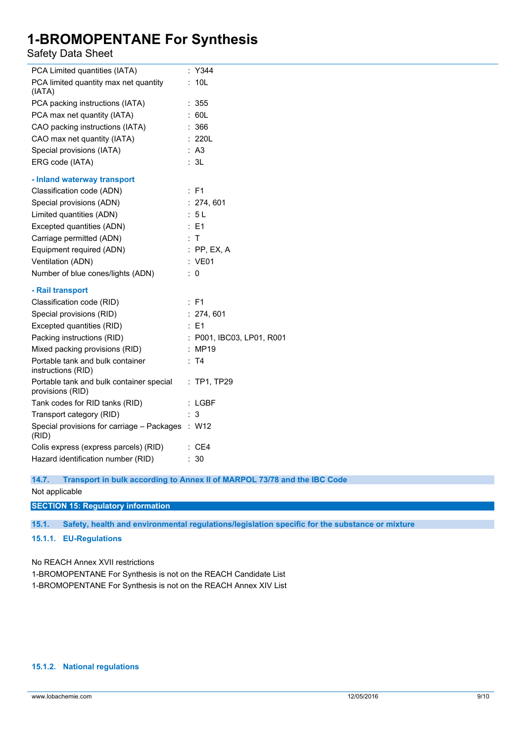| | |
|---|---|
| PCA Limited quantities (IATA) | : Y344 |
| PCA limited quantity max net quantity (IATA) | : 10L |
| PCA packing instructions (IATA) | : 355 |
| PCA max net quantity (IATA) | : 60L |
| CAO packing instructions (IATA) | : 366 |
| CAO max net quantity (IATA) | : 220L |
| Special provisions (IATA) | : A3 |
| ERG code (IATA) | : 3L |

**- Inland waterway transport**

| | |
|---|---|
| Classification code (ADN) | : F1 |
| Special provisions (ADN) | : 274, 601 |
| Limited quantities (ADN) | : 5 L |
| Excepted quantities (ADN) | : E1 |
| Carriage permitted (ADN) | : T |
| Equipment required (ADN) | : PP, EX, A |
| Ventilation (ADN) | : VE01 |
| Number of blue cones/lights (ADN) | : 0 |

**- Rail transport**

| | |
|---|---|
| Classification code (RID) | : F1 |
| Special provisions (RID) | : 274, 601 |
| Excepted quantities (RID) | : E1 |
| Packing instructions (RID) | : P001, IBC03, LP01, R001 |
| Mixed packing provisions (RID) | : MP19 |
| Portable tank and bulk container instructions (RID) | : T4 |
| Portable tank and bulk container special provisions (RID) | : TP1, TP29 |
| Tank codes for RID tanks (RID) | : LGBF |
| Transport category (RID) | : 3 |
| Special provisions for carriage – Packages (RID) | : W12 |
| Colis express (express parcels) (RID) | : CE4 |
| Hazard identification number (RID) | : 30 |

### 14.7. Transport in bulk according to Annex II of MARPOL 73/78 and the IBC Code

Not applicable

## SECTION 15: Regulatory information

### 15.1. Safety, health and environmental regulations/legislation specific for the substance or mixture

#### 15.1.1. EU-Regulations

No REACH Annex XVII restrictions

1-BROMOPENTANE For Synthesis is not on the REACH Candidate List

1-BROMOPENTANE For Synthesis is not on the REACH Annex XIV List

#### 15.1.2. National regulations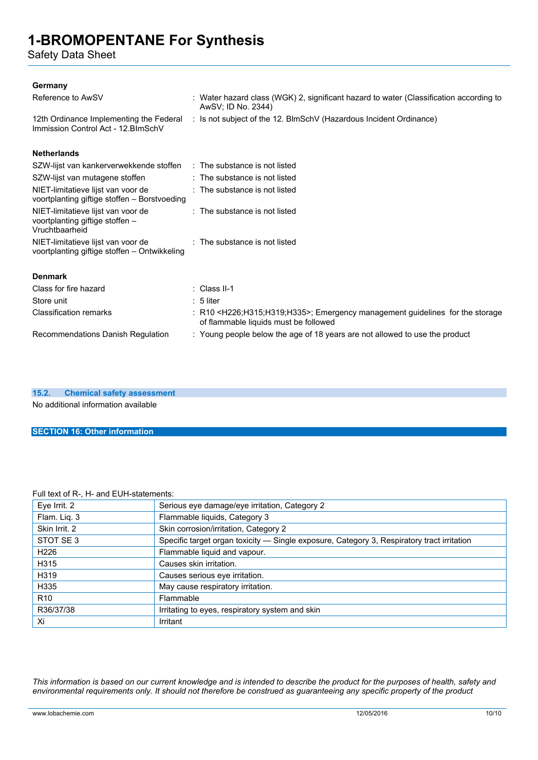#### Germany

| | |
|---|---|
| Reference to AwSV | : Water hazard class (WGK) 2, significant hazard to water (Classification according to AwSV; ID No. 2344) |
| 12th Ordinance Implementing the Federal Immission Control Act - 12.BImSchV | : Is not subject of the 12. BlmSchV (Hazardous Incident Ordinance) |

#### Netherlands

| | |
|---|---|
| SZW-lijst van kankerverwekkende stoffen | : The substance is not listed |
| SZW-lijst van mutagene stoffen | : The substance is not listed |
| NIET-limitatieve lijst van voor de voortplanting giftige stoffen – Borstvoeding | : The substance is not listed |
| NIET-limitatieve lijst van voor de voortplanting giftige stoffen – Vruchtbaarheid | : The substance is not listed |
| NIET-limitatieve lijst van voor de voortplanting giftige stoffen – Ontwikkeling | : The substance is not listed |

#### Denmark

| | |
|---|---|
| Class for fire hazard | : Class II-1 |
| Store unit | : 5 liter |
| Classification remarks | : R10 <H226;H315;H319;H335>; Emergency management guidelines for the storage of flammable liquids must be followed |
| Recommendations Danish Regulation | : Young people below the age of 18 years are not allowed to use the product |

### 15.2. Chemical safety assessment

No additional information available

## SECTION 16: Other information

Full text of R-, H- and EUH-statements:

| | |
|---|---|
| Eye Irrit. 2 | Serious eye damage/eye irritation, Category 2 |
| Flam. Liq. 3 | Flammable liquids, Category 3 |
| Skin Irrit. 2 | Skin corrosion/irritation, Category 2 |
| STOT SE 3 | Specific target organ toxicity — Single exposure, Category 3, Respiratory tract irritation |
| H226 | Flammable liquid and vapour. |
| H315 | Causes skin irritation. |
| H319 | Causes serious eye irritation. |
| H335 | May cause respiratory irritation. |
| R10 | Flammable |
| R36/37/38 | Irritating to eyes, respiratory system and skin |
| Xi | Irritant |

*This information is based on our current knowledge and is intended to describe the product for the purposes of health, safety and environmental requirements only. It should not therefore be construed as guaranteeing any specific property of the product*